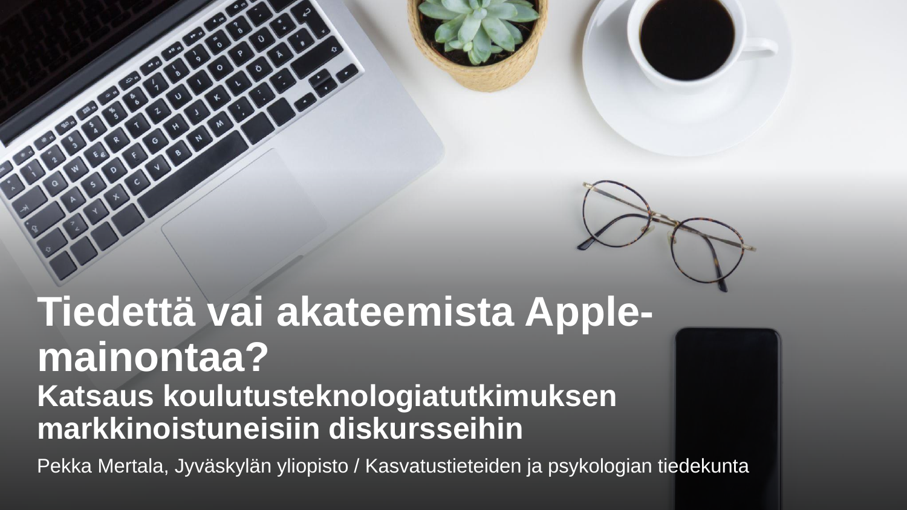# Tiedettä vai akateemista Apple-mainontaa?

## Katsaus koulutusteknologiatutkimuksen markkinoistuneisiin diskursseihin

Pekka Mertala, Jyväskylän yliopisto / Kasvatustieteiden ja psykologian tiedekunta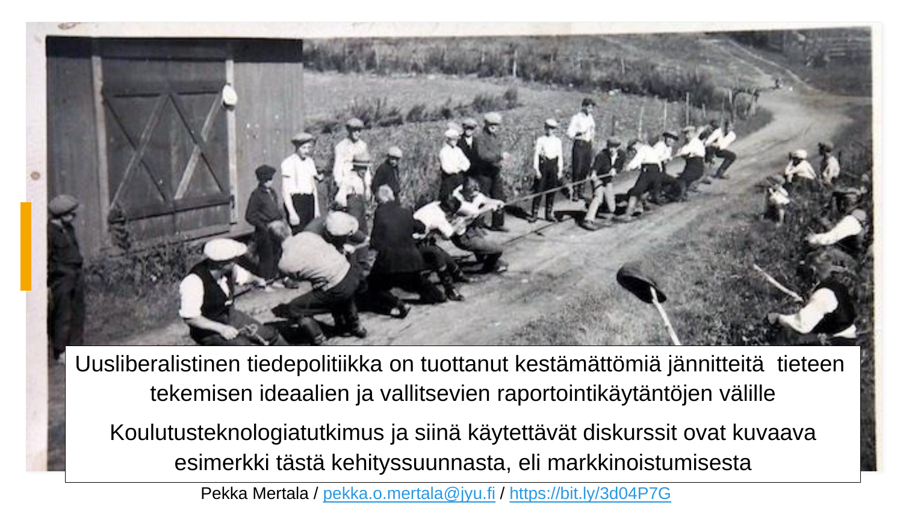Uusliberalistinen tiedepolitiikka on tuottanut kestämättömiä jännitteitä tieteen tekemisen ideaalien ja vallitsevien raportointikäytäntöjen välille

Koulutusteknologiatutkimus ja siinä käytettävät diskurssit ovat kuvaava esimerkki tästä kehityssuunnasta, eli markkinoistumisesta

Pekka Mertala / pekka.o.mertala@jyu.fi / https://bit.ly/3d04P7G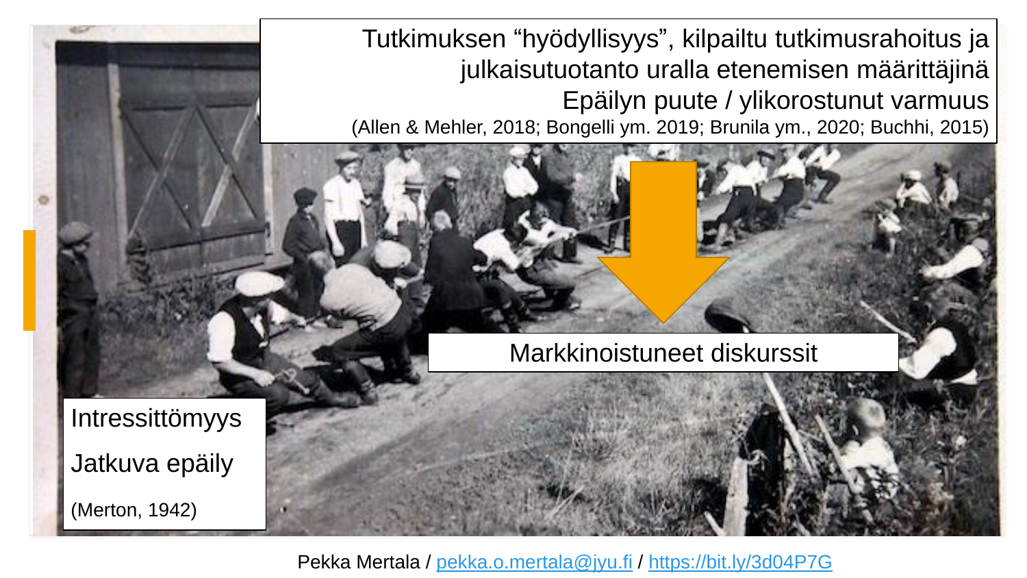Tutkimuksen "hyödyllisyys", kilpailtu tutkimusrahoitus ja julkaisutuotanto uralla etenemisen määrittäjinä

Epäilyn puute / ylikorostunut varmuus

(Allen & Mehler, 2018; Bongelli ym. 2019; Brunila ym., 2020; Buchhi, 2015)

Markkinoistuneet diskurssit

Intressittömyys

Jatkuva epäily

(Merton, 1942)

Pekka Mertala / pekka.o.mertala@jyu.fi / https://bit.ly/3d04P7G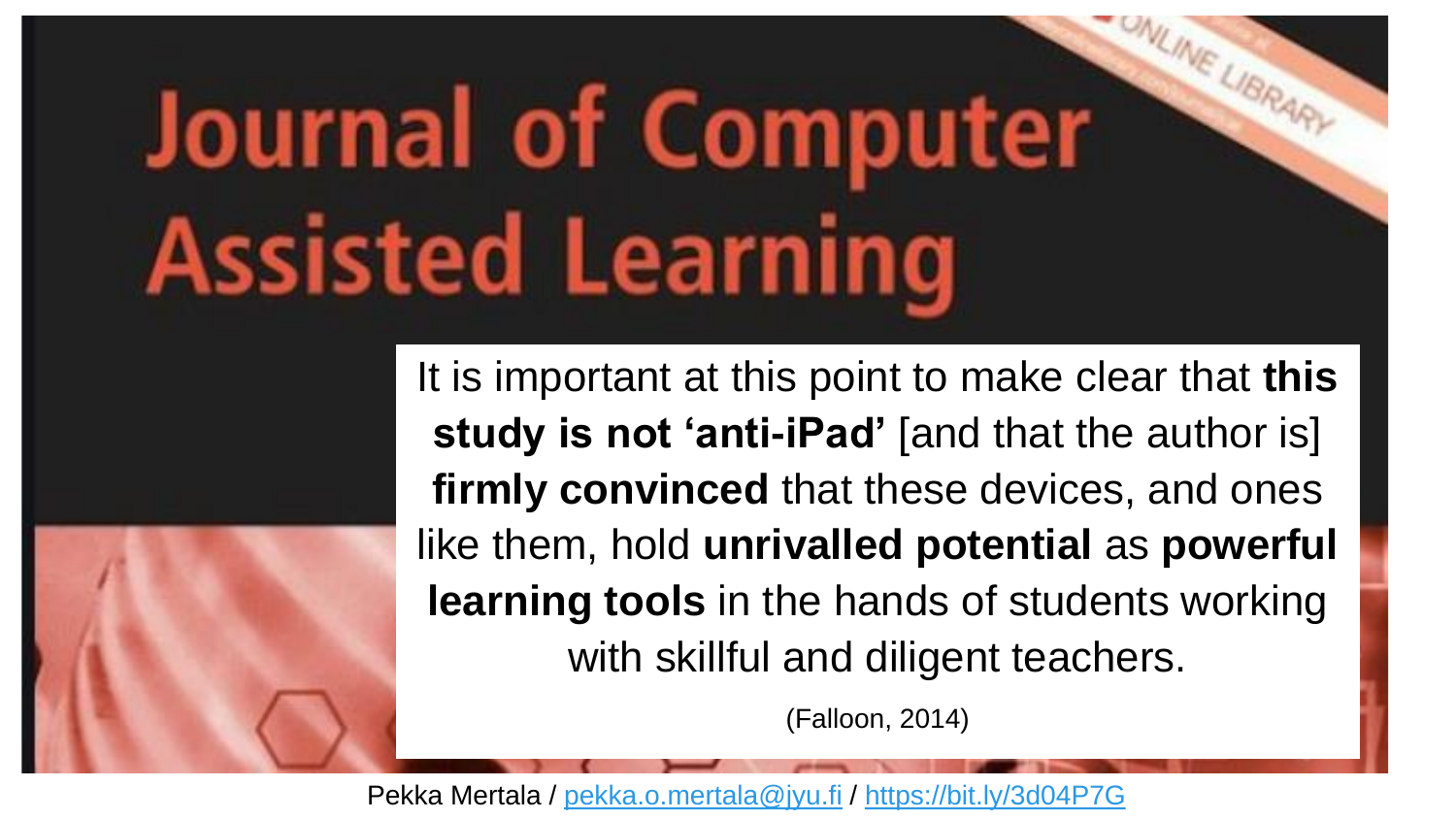# Journal of Computer Assisted Learning

It is important at this point to make clear that **this study is not 'anti-iPad'** [and that the author is] **firmly convinced** that these devices, and ones like them, hold **unrivalled potential** as **powerful learning tools** in the hands of students working with skillful and diligent teachers.

(Falloon, 2014)

Pekka Mertala / pekka.o.mertala@jyu.fi / https://bit.ly/3d04P7G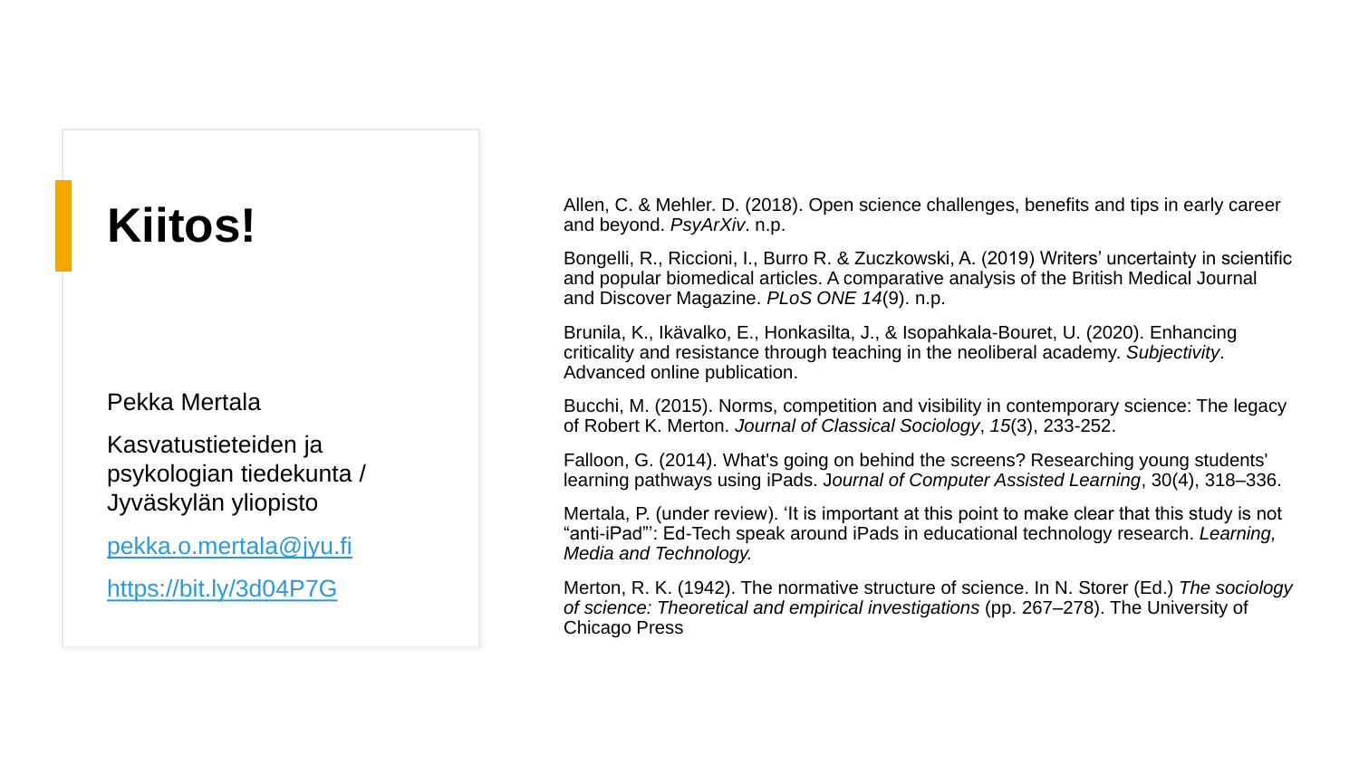# Kiitos!

Pekka Mertala

Kasvatustieteiden ja psykologian tiedekunta / Jyväskylän yliopisto

[pekka.o.mertala@jyu.fi](mailto:pekka.o.mertala@jyu.fi)

[https://bit.ly/3d04P7G](https://bit.ly/3d04P7G)

Allen, C. & Mehler. D. (2018). Open science challenges, benefits and tips in early career and beyond. *PsyArXiv*. n.p.

Bongelli, R., Riccioni, I., Burro R. & Zuczkowski, A. (2019) Writers' uncertainty in scientific and popular biomedical articles. A comparative analysis of the British Medical Journal and Discover Magazine. *PLoS ONE 14*(9). n.p.

Brunila, K., Ikävalko, E., Honkasilta, J., & Isopahkala-Bouret, U. (2020). Enhancing criticality and resistance through teaching in the neoliberal academy. *Subjectivity*. Advanced online publication.

Bucchi, M. (2015). Norms, competition and visibility in contemporary science: The legacy of Robert K. Merton. *Journal of Classical Sociology*, *15*(3), 233-252.

Falloon, G. (2014). What's going on behind the screens? Researching young students' learning pathways using iPads. J*ournal of Computer Assisted Learning*, 30(4), 318–336.

Mertala, P. (under review). 'It is important at this point to make clear that this study is not "anti-iPad"': Ed-Tech speak around iPads in educational technology research. *Learning, Media and Technology.*

Merton, R. K. (1942). The normative structure of science. In N. Storer (Ed.) *The sociology of science: Theoretical and empirical investigations* (pp. 267–278). The University of Chicago Press